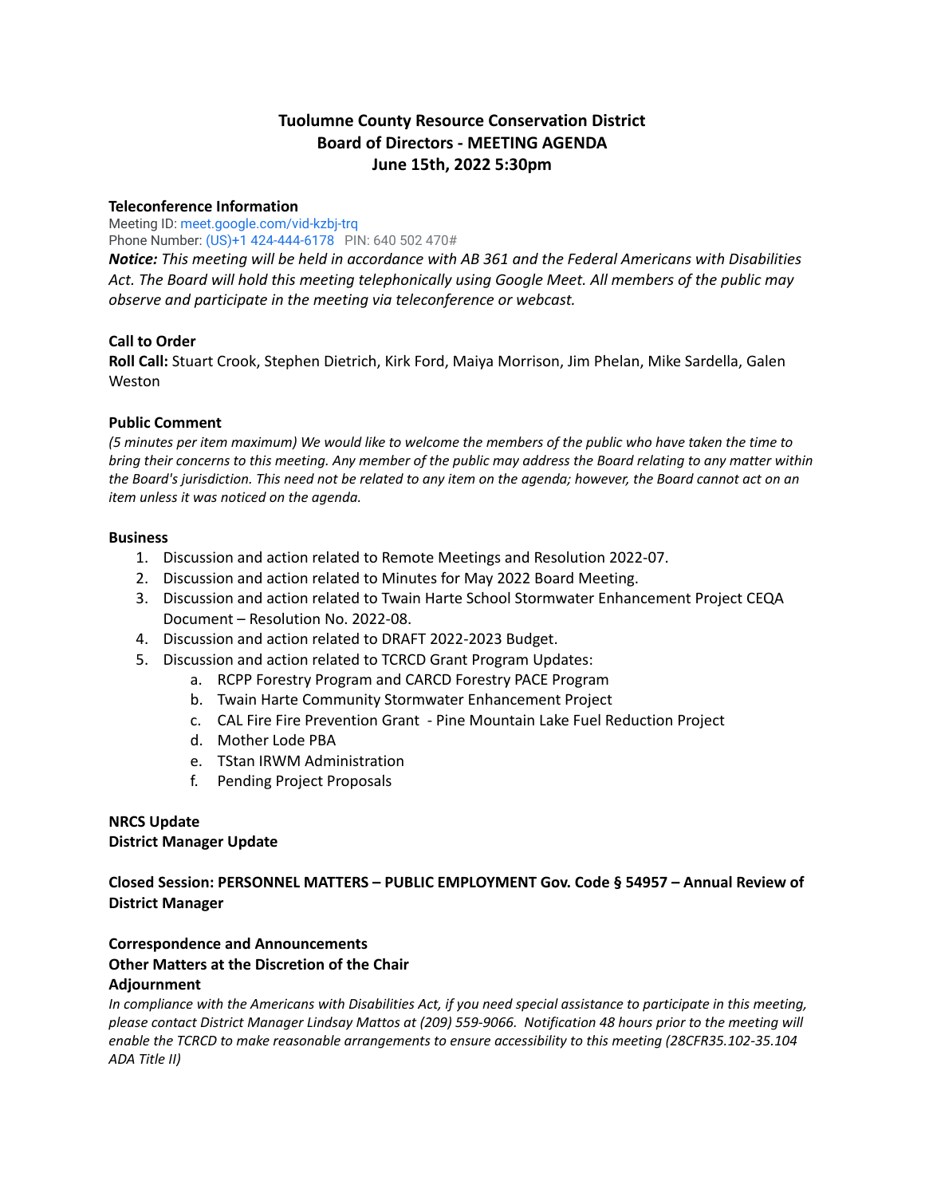# Tuolumne County Resource Conservation District
## Board of Directors - MEETING AGENDA
## June 15th, 2022 5:30pm

**Teleconference Information**
Meeting ID: meet.google.com/vid-kzbj-trq
Phone Number: (US)+1 424-444-6178 PIN: 640 502 470#

***Notice:*** *This meeting will be held in accordance with AB 361 and the Federal Americans with Disabilities Act. The Board will hold this meeting telephonically using Google Meet. All members of the public may observe and participate in the meeting via teleconference or webcast.*

**Call to Order**
**Roll Call:** Stuart Crook, Stephen Dietrich, Kirk Ford, Maiya Morrison, Jim Phelan, Mike Sardella, Galen Weston

**Public Comment**
*(5 minutes per item maximum) We would like to welcome the members of the public who have taken the time to bring their concerns to this meeting. Any member of the public may address the Board relating to any matter within the Board's jurisdiction. This need not be related to any item on the agenda; however, the Board cannot act on an item unless it was noticed on the agenda.*

**Business**

1. Discussion and action related to Remote Meetings and Resolution 2022-07.
2. Discussion and action related to Minutes for May 2022 Board Meeting.
3. Discussion and action related to Twain Harte School Stormwater Enhancement Project CEQA Document – Resolution No. 2022-08.
4. Discussion and action related to DRAFT 2022-2023 Budget.
5. Discussion and action related to TCRCD Grant Program Updates:
   a. RCPP Forestry Program and CARCD Forestry PACE Program
   b. Twain Harte Community Stormwater Enhancement Project
   c. CAL Fire Fire Prevention Grant - Pine Mountain Lake Fuel Reduction Project
   d. Mother Lode PBA
   e. TStan IRWM Administration
   f. Pending Project Proposals

**NRCS Update**
**District Manager Update**

**Closed Session: PERSONNEL MATTERS – PUBLIC EMPLOYMENT Gov. Code § 54957 – Annual Review of District Manager**

**Correspondence and Announcements**
**Other Matters at the Discretion of the Chair**
**Adjournment**
*In compliance with the Americans with Disabilities Act, if you need special assistance to participate in this meeting, please contact District Manager Lindsay Mattos at (209) 559-9066. Notification 48 hours prior to the meeting will enable the TCRCD to make reasonable arrangements to ensure accessibility to this meeting (28CFR35.102-35.104 ADA Title II)*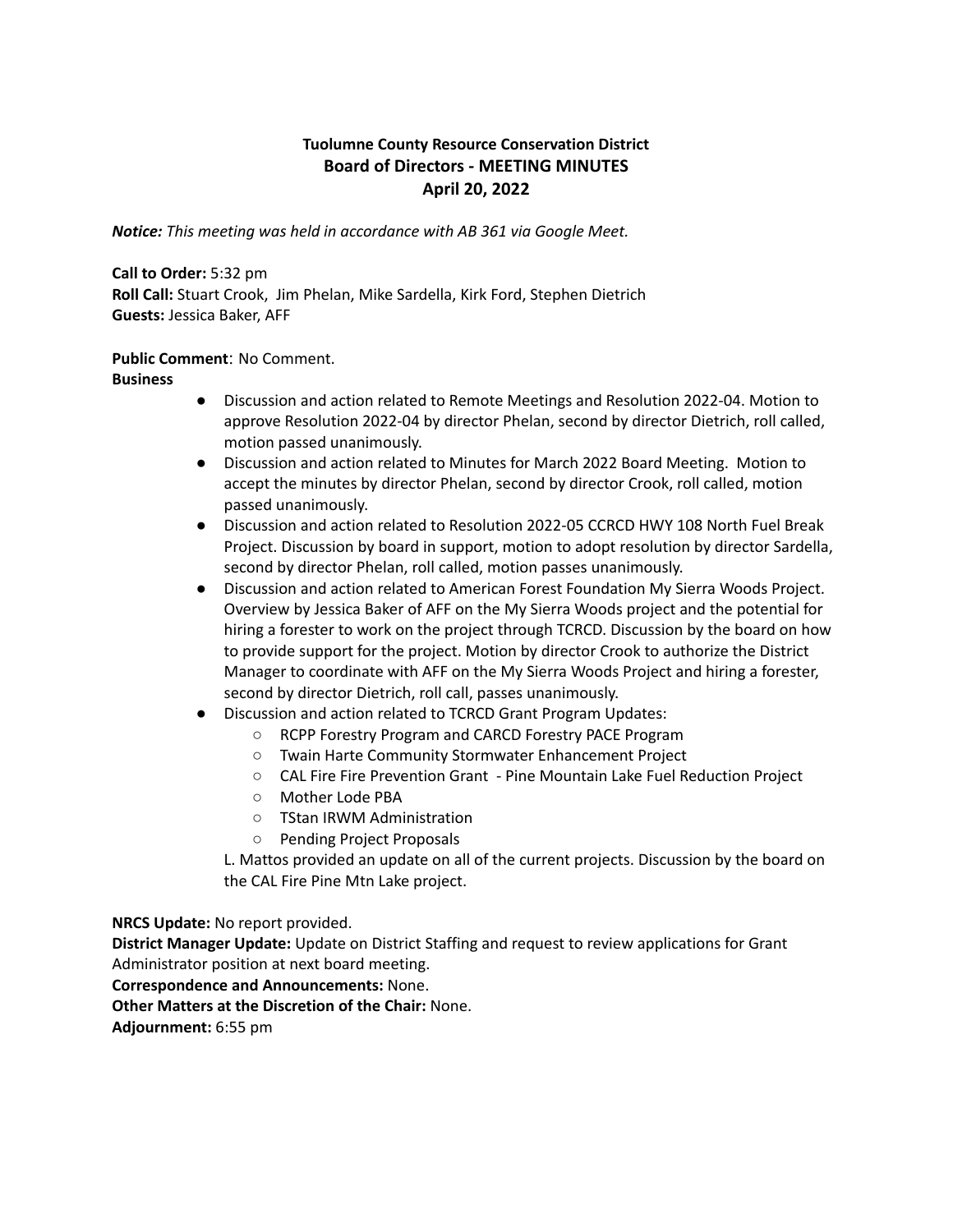**Tuolumne County Resource Conservation District**
**Board of Directors - MEETING MINUTES**
**April 20, 2022**

***Notice:*** *This meeting was held in accordance with AB 361 via Google Meet.*

**Call to Order:** 5:32 pm
**Roll Call:** Stuart Crook, Jim Phelan, Mike Sardella, Kirk Ford, Stephen Dietrich
**Guests:** Jessica Baker, AFF

**Public Comment**: No Comment.
**Business**

- Discussion and action related to Remote Meetings and Resolution 2022-04. Motion to approve Resolution 2022-04 by director Phelan, second by director Dietrich, roll called, motion passed unanimously.
- Discussion and action related to Minutes for March 2022 Board Meeting. Motion to accept the minutes by director Phelan, second by director Crook, roll called, motion passed unanimously.
- Discussion and action related to Resolution 2022-05 CCRCD HWY 108 North Fuel Break Project. Discussion by board in support, motion to adopt resolution by director Sardella, second by director Phelan, roll called, motion passes unanimously.
- Discussion and action related to American Forest Foundation My Sierra Woods Project. Overview by Jessica Baker of AFF on the My Sierra Woods project and the potential for hiring a forester to work on the project through TCRCD. Discussion by the board on how to provide support for the project. Motion by director Crook to authorize the District Manager to coordinate with AFF on the My Sierra Woods Project and hiring a forester, second by director Dietrich, roll call, passes unanimously.
- Discussion and action related to TCRCD Grant Program Updates:
    - RCPP Forestry Program and CARCD Forestry PACE Program
    - Twain Harte Community Stormwater Enhancement Project
    - CAL Fire Fire Prevention Grant - Pine Mountain Lake Fuel Reduction Project
    - Mother Lode PBA
    - TStan IRWM Administration
    - Pending Project Proposals

  L. Mattos provided an update on all of the current projects. Discussion by the board on the CAL Fire Pine Mtn Lake project.

**NRCS Update:** No report provided.
**District Manager Update:** Update on District Staffing and request to review applications for Grant Administrator position at next board meeting.
**Correspondence and Announcements:** None.
**Other Matters at the Discretion of the Chair:** None.
**Adjournment:** 6:55 pm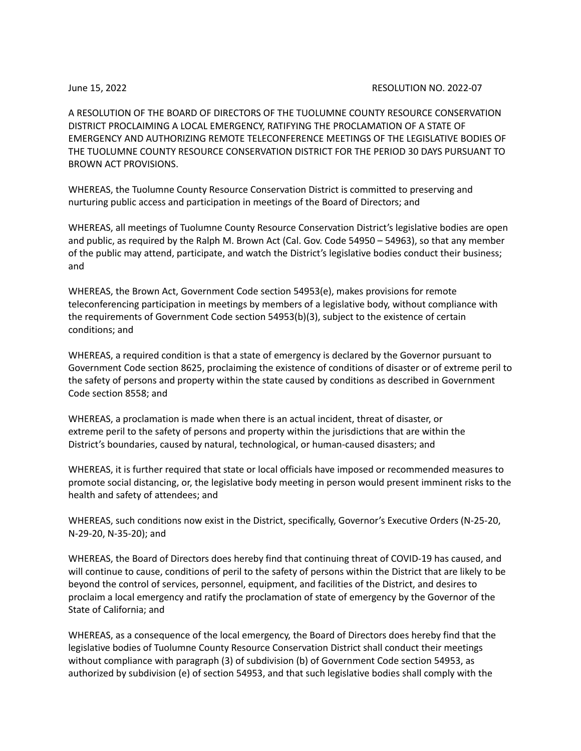June 15, 2022 RESOLUTION NO. 2022-07

A RESOLUTION OF THE BOARD OF DIRECTORS OF THE TUOLUMNE COUNTY RESOURCE CONSERVATION DISTRICT PROCLAIMING A LOCAL EMERGENCY, RATIFYING THE PROCLAMATION OF A STATE OF EMERGENCY AND AUTHORIZING REMOTE TELECONFERENCE MEETINGS OF THE LEGISLATIVE BODIES OF THE TUOLUMNE COUNTY RESOURCE CONSERVATION DISTRICT FOR THE PERIOD 30 DAYS PURSUANT TO BROWN ACT PROVISIONS.

WHEREAS, the Tuolumne County Resource Conservation District is committed to preserving and nurturing public access and participation in meetings of the Board of Directors; and

WHEREAS, all meetings of Tuolumne County Resource Conservation District's legislative bodies are open and public, as required by the Ralph M. Brown Act (Cal. Gov. Code 54950 – 54963), so that any member of the public may attend, participate, and watch the District's legislative bodies conduct their business; and

WHEREAS, the Brown Act, Government Code section 54953(e), makes provisions for remote teleconferencing participation in meetings by members of a legislative body, without compliance with the requirements of Government Code section 54953(b)(3), subject to the existence of certain conditions; and

WHEREAS, a required condition is that a state of emergency is declared by the Governor pursuant to Government Code section 8625, proclaiming the existence of conditions of disaster or of extreme peril to the safety of persons and property within the state caused by conditions as described in Government Code section 8558; and

WHEREAS, a proclamation is made when there is an actual incident, threat of disaster, or extreme peril to the safety of persons and property within the jurisdictions that are within the District's boundaries, caused by natural, technological, or human-caused disasters; and

WHEREAS, it is further required that state or local officials have imposed or recommended measures to promote social distancing, or, the legislative body meeting in person would present imminent risks to the health and safety of attendees; and

WHEREAS, such conditions now exist in the District, specifically, Governor's Executive Orders (N-25-20, N-29-20, N-35-20); and

WHEREAS, the Board of Directors does hereby find that continuing threat of COVID-19 has caused, and will continue to cause, conditions of peril to the safety of persons within the District that are likely to be beyond the control of services, personnel, equipment, and facilities of the District, and desires to proclaim a local emergency and ratify the proclamation of state of emergency by the Governor of the State of California; and

WHEREAS, as a consequence of the local emergency, the Board of Directors does hereby find that the legislative bodies of Tuolumne County Resource Conservation District shall conduct their meetings without compliance with paragraph (3) of subdivision (b) of Government Code section 54953, as authorized by subdivision (e) of section 54953, and that such legislative bodies shall comply with the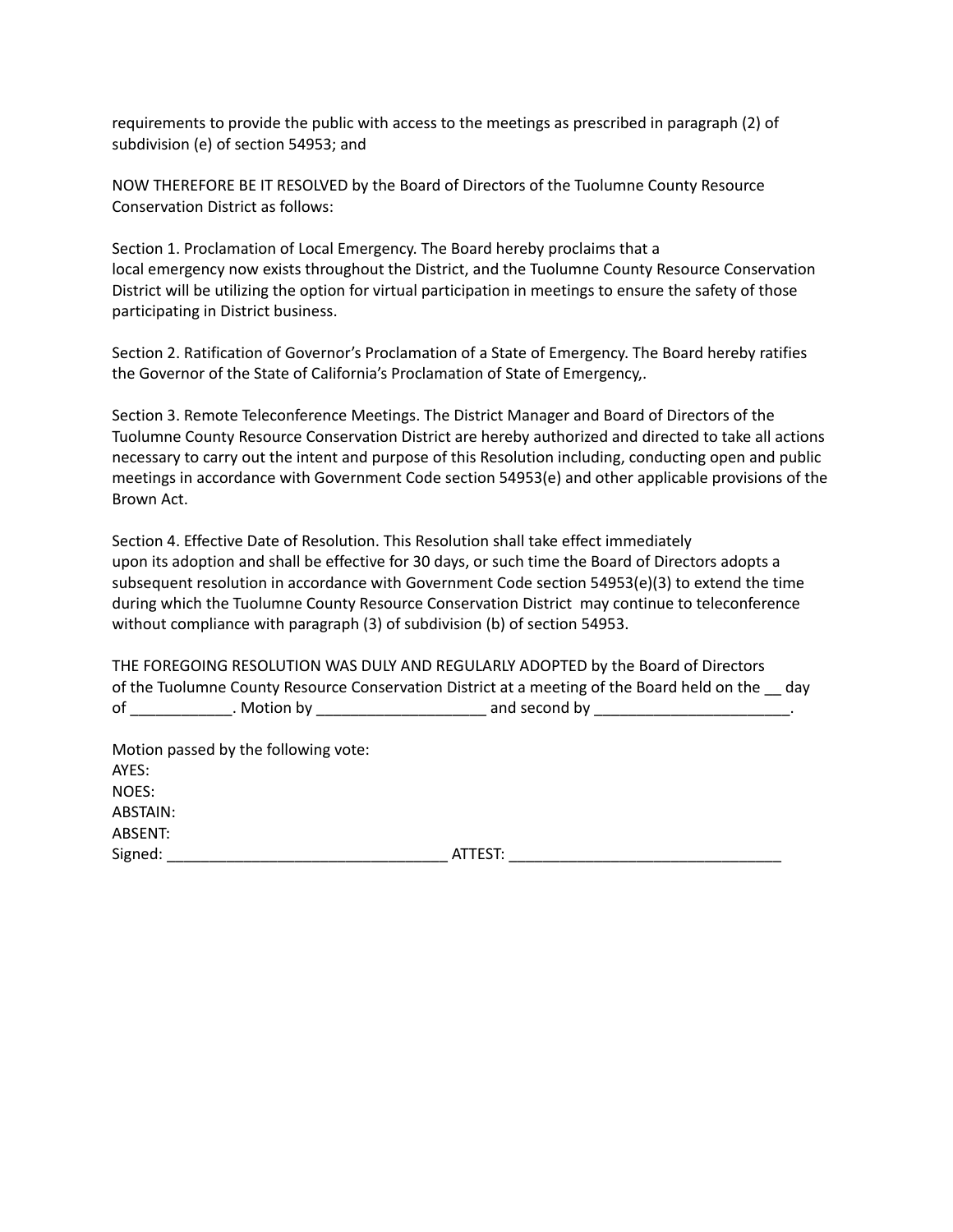requirements to provide the public with access to the meetings as prescribed in paragraph (2) of subdivision (e) of section 54953; and

NOW THEREFORE BE IT RESOLVED by the Board of Directors of the Tuolumne County Resource Conservation District as follows:

Section 1. Proclamation of Local Emergency. The Board hereby proclaims that a local emergency now exists throughout the District, and the Tuolumne County Resource Conservation District will be utilizing the option for virtual participation in meetings to ensure the safety of those participating in District business.

Section 2. Ratification of Governor's Proclamation of a State of Emergency. The Board hereby ratifies the Governor of the State of California's Proclamation of State of Emergency,.

Section 3. Remote Teleconference Meetings. The District Manager and Board of Directors of the Tuolumne County Resource Conservation District are hereby authorized and directed to take all actions necessary to carry out the intent and purpose of this Resolution including, conducting open and public meetings in accordance with Government Code section 54953(e) and other applicable provisions of the Brown Act.

Section 4. Effective Date of Resolution. This Resolution shall take effect immediately upon its adoption and shall be effective for 30 days, or such time the Board of Directors adopts a subsequent resolution in accordance with Government Code section 54953(e)(3) to extend the time during which the Tuolumne County Resource Conservation District may continue to teleconference without compliance with paragraph (3) of subdivision (b) of section 54953.

THE FOREGOING RESOLUTION WAS DULY AND REGULARLY ADOPTED by the Board of Directors of the Tuolumne County Resource Conservation District at a meeting of the Board held on the __ day of ____________. Motion by ____________________ and second by ________________________.

Motion passed by the following vote:
AYES:
NOES:
ABSTAIN:
ABSENT:
Signed: __________________________________ ATTEST: _________________________________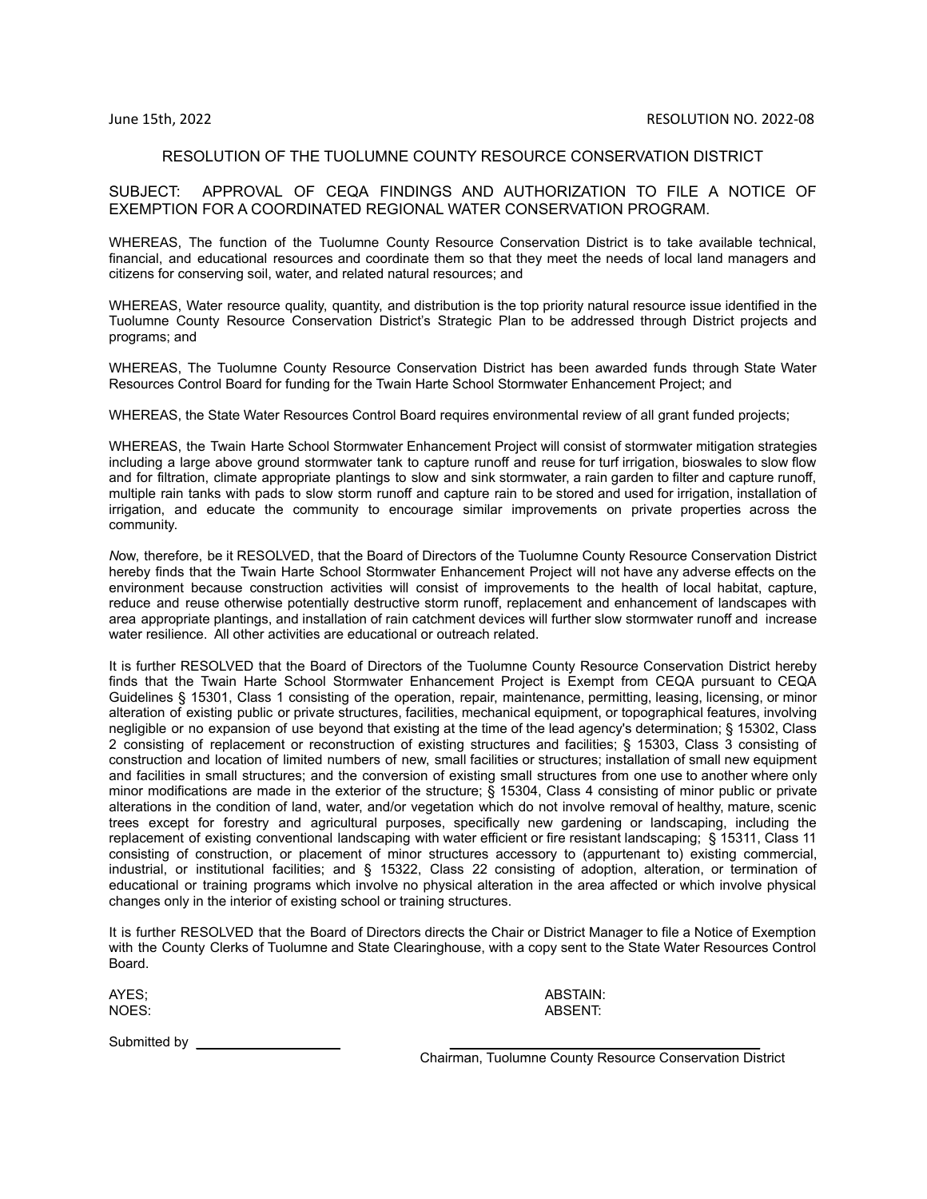June 15th, 2022 RESOLUTION NO. 2022-08

RESOLUTION OF THE TUOLUMNE COUNTY RESOURCE CONSERVATION DISTRICT

SUBJECT: APPROVAL OF CEQA FINDINGS AND AUTHORIZATION TO FILE A NOTICE OF EXEMPTION FOR A COORDINATED REGIONAL WATER CONSERVATION PROGRAM.

WHEREAS, The function of the Tuolumne County Resource Conservation District is to take available technical, financial, and educational resources and coordinate them so that they meet the needs of local land managers and citizens for conserving soil, water, and related natural resources; and

WHEREAS, Water resource quality, quantity, and distribution is the top priority natural resource issue identified in the Tuolumne County Resource Conservation District's Strategic Plan to be addressed through District projects and programs; and

WHEREAS, The Tuolumne County Resource Conservation District has been awarded funds through State Water Resources Control Board for funding for the Twain Harte School Stormwater Enhancement Project; and

WHEREAS, the State Water Resources Control Board requires environmental review of all grant funded projects;

WHEREAS, the Twain Harte School Stormwater Enhancement Project will consist of stormwater mitigation strategies including a large above ground stormwater tank to capture runoff and reuse for turf irrigation, bioswales to slow flow and for filtration, climate appropriate plantings to slow and sink stormwater, a rain garden to filter and capture runoff, multiple rain tanks with pads to slow storm runoff and capture rain to be stored and used for irrigation, installation of irrigation, and educate the community to encourage similar improvements on private properties across the community.

*N*ow, therefore, be it RESOLVED, that the Board of Directors of the Tuolumne County Resource Conservation District hereby finds that the Twain Harte School Stormwater Enhancement Project will not have any adverse effects on the environment because construction activities will consist of improvements to the health of local habitat, capture, reduce and reuse otherwise potentially destructive storm runoff, replacement and enhancement of landscapes with area appropriate plantings, and installation of rain catchment devices will further slow stormwater runoff and increase water resilience. All other activities are educational or outreach related.

It is further RESOLVED that the Board of Directors of the Tuolumne County Resource Conservation District hereby finds that the Twain Harte School Stormwater Enhancement Project is Exempt from CEQA pursuant to CEQA Guidelines § 15301, Class 1 consisting of the operation, repair, maintenance, permitting, leasing, licensing, or minor alteration of existing public or private structures, facilities, mechanical equipment, or topographical features, involving negligible or no expansion of use beyond that existing at the time of the lead agency's determination; § 15302, Class 2 consisting of replacement or reconstruction of existing structures and facilities; § 15303, Class 3 consisting of construction and location of limited numbers of new, small facilities or structures; installation of small new equipment and facilities in small structures; and the conversion of existing small structures from one use to another where only minor modifications are made in the exterior of the structure; § 15304, Class 4 consisting of minor public or private alterations in the condition of land, water, and/or vegetation which do not involve removal of healthy, mature, scenic trees except for forestry and agricultural purposes, specifically new gardening or landscaping, including the replacement of existing conventional landscaping with water efficient or fire resistant landscaping; § 15311, Class 11 consisting of construction, or placement of minor structures accessory to (appurtenant to) existing commercial, industrial, or institutional facilities; and § 15322, Class 22 consisting of adoption, alteration, or termination of educational or training programs which involve no physical alteration in the area affected or which involve physical changes only in the interior of existing school or training structures.

It is further RESOLVED that the Board of Directors directs the Chair or District Manager to file a Notice of Exemption with the County Clerks of Tuolumne and State Clearinghouse, with a copy sent to the State Water Resources Control Board.

AYES; ABSTAIN:
NOES: ABSENT:

Submitted by ____________________

____________________________________
Chairman, Tuolumne County Resource Conservation District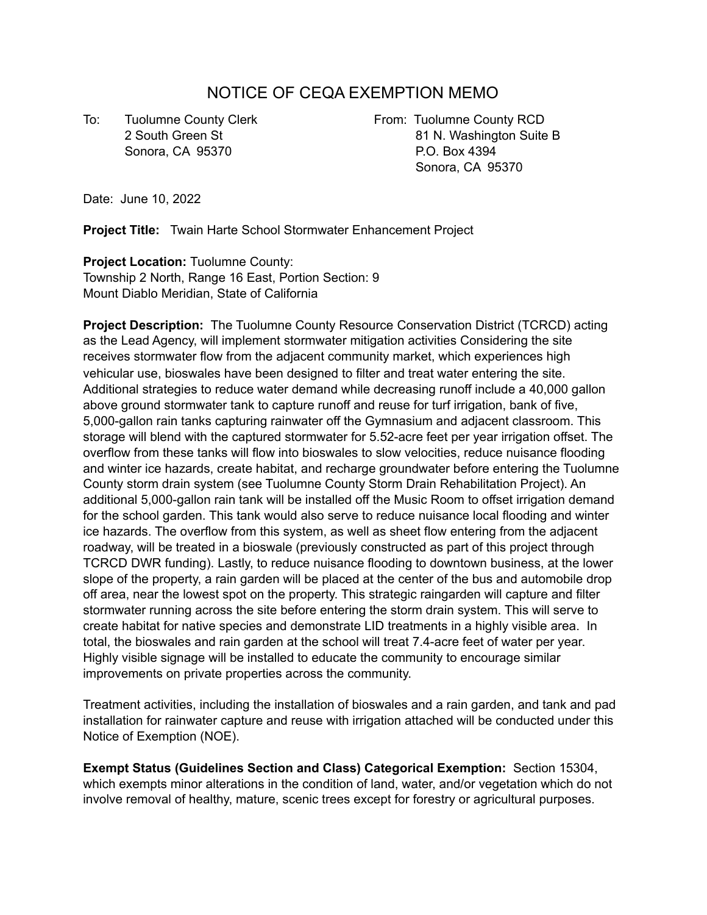# NOTICE OF CEQA EXEMPTION MEMO

To: Tuolumne County Clerk
2 South Green St
Sonora, CA 95370

From: Tuolumne County RCD
81 N. Washington Suite B
P.O. Box 4394
Sonora, CA 95370

Date: June 10, 2022

**Project Title:** Twain Harte School Stormwater Enhancement Project

**Project Location:** Tuolumne County:
Township 2 North, Range 16 East, Portion Section: 9
Mount Diablo Meridian, State of California

**Project Description:** The Tuolumne County Resource Conservation District (TCRCD) acting as the Lead Agency, will implement stormwater mitigation activities Considering the site receives stormwater flow from the adjacent community market, which experiences high vehicular use, bioswales have been designed to filter and treat water entering the site. Additional strategies to reduce water demand while decreasing runoff include a 40,000 gallon above ground stormwater tank to capture runoff and reuse for turf irrigation, bank of five, 5,000-gallon rain tanks capturing rainwater off the Gymnasium and adjacent classroom. This storage will blend with the captured stormwater for 5.52-acre feet per year irrigation offset. The overflow from these tanks will flow into bioswales to slow velocities, reduce nuisance flooding and winter ice hazards, create habitat, and recharge groundwater before entering the Tuolumne County storm drain system (see Tuolumne County Storm Drain Rehabilitation Project). An additional 5,000-gallon rain tank will be installed off the Music Room to offset irrigation demand for the school garden. This tank would also serve to reduce nuisance local flooding and winter ice hazards. The overflow from this system, as well as sheet flow entering from the adjacent roadway, will be treated in a bioswale (previously constructed as part of this project through TCRCD DWR funding). Lastly, to reduce nuisance flooding to downtown business, at the lower slope of the property, a rain garden will be placed at the center of the bus and automobile drop off area, near the lowest spot on the property. This strategic raingarden will capture and filter stormwater running across the site before entering the storm drain system. This will serve to create habitat for native species and demonstrate LID treatments in a highly visible area. In total, the bioswales and rain garden at the school will treat 7.4-acre feet of water per year. Highly visible signage will be installed to educate the community to encourage similar improvements on private properties across the community.

Treatment activities, including the installation of bioswales and a rain garden, and tank and pad installation for rainwater capture and reuse with irrigation attached will be conducted under this Notice of Exemption (NOE).

**Exempt Status (Guidelines Section and Class) Categorical Exemption:** Section 15304, which exempts minor alterations in the condition of land, water, and/or vegetation which do not involve removal of healthy, mature, scenic trees except for forestry or agricultural purposes.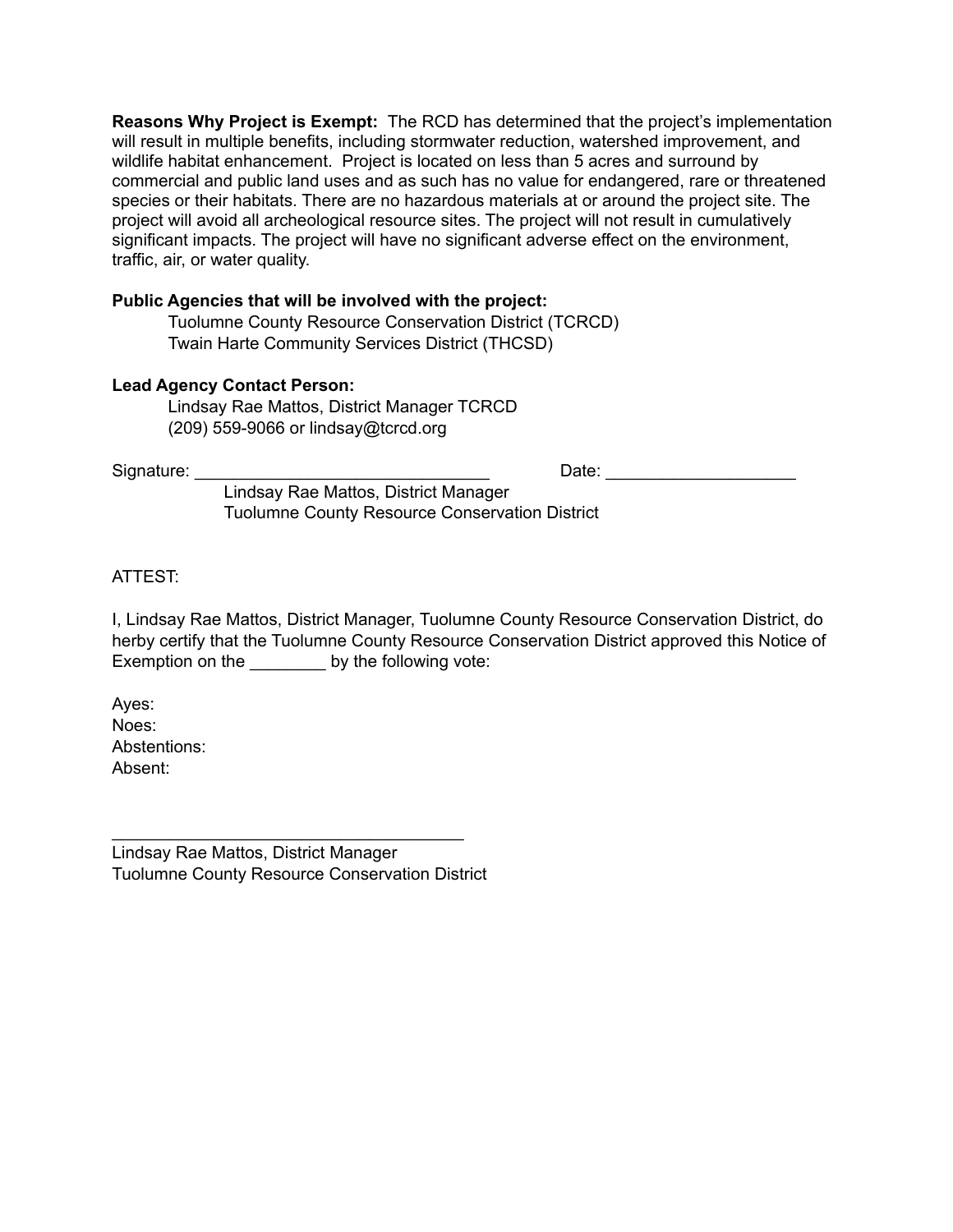**Reasons Why Project is Exempt:** The RCD has determined that the project's implementation will result in multiple benefits, including stormwater reduction, watershed improvement, and wildlife habitat enhancement. Project is located on less than 5 acres and surround by commercial and public land uses and as such has no value for endangered, rare or threatened species or their habitats. There are no hazardous materials at or around the project site. The project will avoid all archeological resource sites. The project will not result in cumulatively significant impacts. The project will have no significant adverse effect on the environment, traffic, air, or water quality.

**Public Agencies that will be involved with the project:**

Tuolumne County Resource Conservation District (TCRCD)
Twain Harte Community Services District (THCSD)

**Lead Agency Contact Person:**

Lindsay Rae Mattos, District Manager TCRCD
(209) 559-9066 or lindsay@tcrcd.org

Signature: ______________________________ Date: ___________________

Lindsay Rae Mattos, District Manager
Tuolumne County Resource Conservation District

ATTEST:

I, Lindsay Rae Mattos, District Manager, Tuolumne County Resource Conservation District, do herby certify that the Tuolumne County Resource Conservation District approved this Notice of Exemption on the ________ by the following vote:

Ayes:
Noes:
Abstentions:
Absent:

____________________________________

Lindsay Rae Mattos, District Manager
Tuolumne County Resource Conservation District